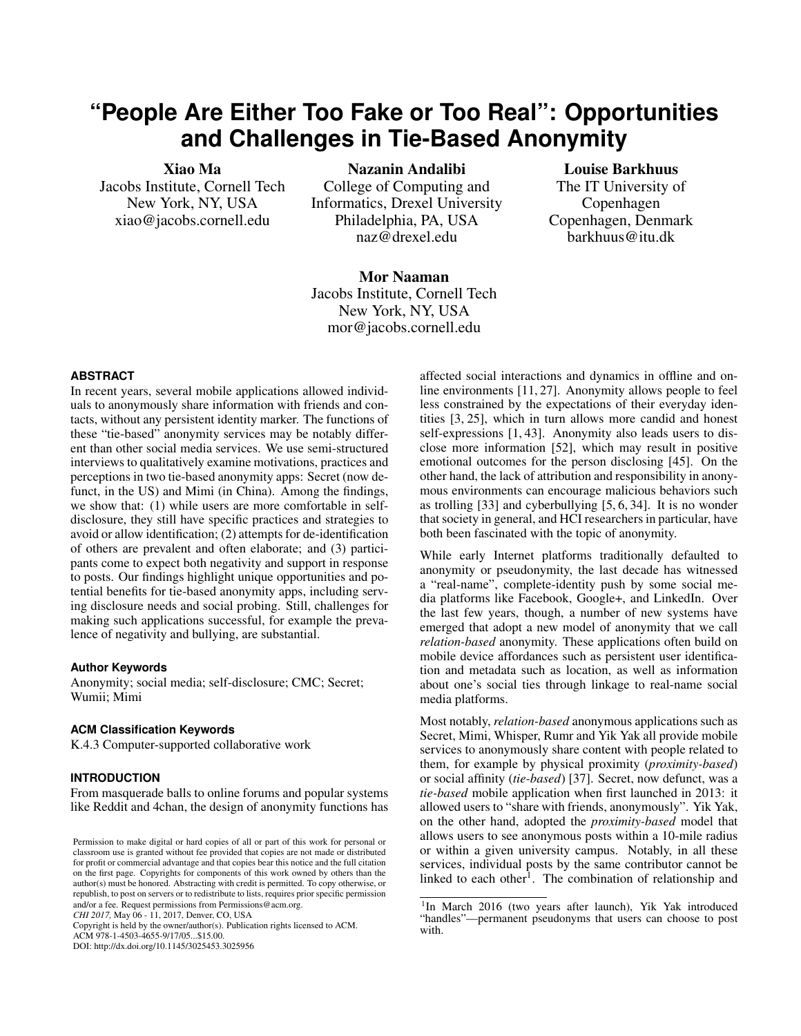# "People Are Either Too Fake or Too Real": Opportunities and Challenges in Tie-Based Anonymity

**Xiao Ma**
Jacobs Institute, Cornell Tech
New York, NY, USA
xiao@jacobs.cornell.edu

**Nazanin Andalibi**
College of Computing and Informatics, Drexel University
Philadelphia, PA, USA
naz@drexel.edu

**Louise Barkhuus**
The IT University of Copenhagen
Copenhagen, Denmark
barkhuus@itu.dk

**Mor Naaman**
Jacobs Institute, Cornell Tech
New York, NY, USA
mor@jacobs.cornell.edu

## ABSTRACT

In recent years, several mobile applications allowed individuals to anonymously share information with friends and contacts, without any persistent identity marker. The functions of these "tie-based" anonymity services may be notably different than other social media services. We use semi-structured interviews to qualitatively examine motivations, practices and perceptions in two tie-based anonymity apps: Secret (now defunct, in the US) and Mimi (in China). Among the findings, we show that: (1) while users are more comfortable in self-disclosure, they still have specific practices and strategies to avoid or allow identification; (2) attempts for de-identification of others are prevalent and often elaborate; and (3) participants come to expect both negativity and support in response to posts. Our findings highlight unique opportunities and potential benefits for tie-based anonymity apps, including serving disclosure needs and social probing. Still, challenges for making such applications successful, for example the prevalence of negativity and bullying, are substantial.

### Author Keywords

Anonymity; social media; self-disclosure; CMC; Secret; Wumii; Mimi

### ACM Classification Keywords

K.4.3 Computer-supported collaborative work

## INTRODUCTION

From masquerade balls to online forums and popular systems like Reddit and 4chan, the design of anonymity functions has affected social interactions and dynamics in offline and online environments [11, 27]. Anonymity allows people to feel less constrained by the expectations of their everyday identities [3, 25], which in turn allows more candid and honest self-expressions [1, 43]. Anonymity also leads users to disclose more information [52], which may result in positive emotional outcomes for the person disclosing [45]. On the other hand, the lack of attribution and responsibility in anonymous environments can encourage malicious behaviors such as trolling [33] and cyberbullying [5, 6, 34]. It is no wonder that society in general, and HCI researchers in particular, have both been fascinated with the topic of anonymity.

While early Internet platforms traditionally defaulted to anonymity or pseudonymity, the last decade has witnessed a "real-name", complete-identity push by some social media platforms like Facebook, Google+, and LinkedIn. Over the last few years, though, a number of new systems have emerged that adopt a new model of anonymity that we call *relation-based* anonymity. These applications often build on mobile device affordances such as persistent user identification and metadata such as location, as well as information about one's social ties through linkage to real-name social media platforms.

Most notably, *relation-based* anonymous applications such as Secret, Mimi, Whisper, Rumr and Yik Yak all provide mobile services to anonymously share content with people related to them, for example by physical proximity (*proximity-based*) or social affinity (*tie-based*) [37]. Secret, now defunct, was a *tie-based* mobile application when first launched in 2013: it allowed users to "share with friends, anonymously". Yik Yak, on the other hand, adopted the *proximity-based* model that allows users to see anonymous posts within a 10-mile radius or within a given university campus. Notably, in all these services, individual posts by the same contributor cannot be linked to each other[1]. The combination of relationship and

[1] In March 2016 (two years after launch), Yik Yak introduced "handles"—permanent pseudonyms that users can choose to post with.

Permission to make digital or hard copies of all or part of this work for personal or classroom use is granted without fee provided that copies are not made or distributed for profit or commercial advantage and that copies bear this notice and the full citation on the first page. Copyrights for components of this work owned by others than the author(s) must be honored. Abstracting with credit is permitted. To copy otherwise, or republish, to post on servers or to redistribute to lists, requires prior specific permission and/or a fee. Request permissions from Permissions@acm.org.
*CHI 2017*, May 06 - 11, 2017, Denver, CO, USA
Copyright is held by the owner/author(s). Publication rights licensed to ACM.
ACM 978-1-4503-4655-9/17/05...$15.00.
DOI: http://dx.doi.org/10.1145/3025453.3025956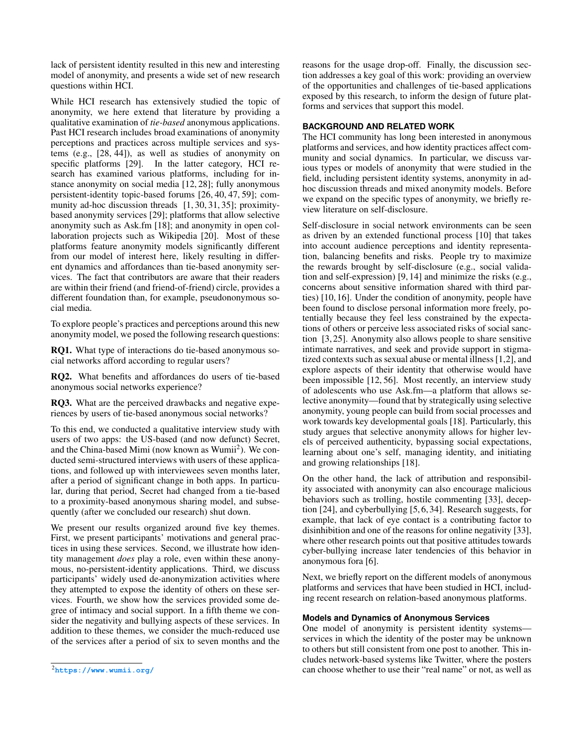lack of persistent identity resulted in this new and interesting model of anonymity, and presents a wide set of new research questions within HCI.

While HCI research has extensively studied the topic of anonymity, we here extend that literature by providing a qualitative examination of *tie-based* anonymous applications. Past HCI research includes broad examinations of anonymity perceptions and practices across multiple services and systems (e.g., [28, 44]), as well as studies of anonymity on specific platforms [29]. In the latter category, HCI research has examined various platforms, including for instance anonymity on social media [12, 28]; fully anonymous persistent-identity topic-based forums [26, 40, 47, 59]; community ad-hoc discussion threads [1, 30, 31, 35]; proximity-based anonymity services [29]; platforms that allow selective anonymity such as Ask.fm [18]; and anonymity in open collaboration projects such as Wikipedia [20]. Most of these platforms feature anonymity models significantly different from our model of interest here, likely resulting in different dynamics and affordances than tie-based anonymity services. The fact that contributors are aware that their readers are within their friend (and friend-of-friend) circle, provides a different foundation than, for example, pseudononymous social media.

To explore people's practices and perceptions around this new anonymity model, we posed the following research questions:

**RQ1.** What type of interactions do tie-based anonymous social networks afford according to regular users?

**RQ2.** What benefits and affordances do users of tie-based anonymous social networks experience?

**RQ3.** What are the perceived drawbacks and negative experiences by users of tie-based anonymous social networks?

To this end, we conducted a qualitative interview study with users of two apps: the US-based (and now defunct) Secret, and the China-based Mimi (now known as Wumii[2]). We conducted semi-structured interviews with users of these applications, and followed up with interviewees seven months later, after a period of significant change in both apps. In particular, during that period, Secret had changed from a tie-based to a proximity-based anonymous sharing model, and subsequently (after we concluded our research) shut down.

We present our results organized around five key themes. First, we present participants' motivations and general practices in using these services. Second, we illustrate how identity management *does* play a role, even within these anonymous, no-persistent-identity applications. Third, we discuss participants' widely used de-anonymization activities where they attempted to expose the identity of others on these services. Fourth, we show how the services provided some degree of intimacy and social support. In a fifth theme we consider the negativity and bullying aspects of these services. In addition to these themes, we consider the much-reduced use of the services after a period of six to seven months and the reasons for the usage drop-off. Finally, the discussion section addresses a key goal of this work: providing an overview of the opportunities and challenges of tie-based applications exposed by this research, to inform the design of future platforms and services that support this model.

[2] https://www.wumii.org/

## BACKGROUND AND RELATED WORK

The HCI community has long been interested in anonymous platforms and services, and how identity practices affect community and social dynamics. In particular, we discuss various types or models of anonymity that were studied in the field, including persistent identity systems, anonymity in ad-hoc discussion threads and mixed anonymity models. Before we expand on the specific types of anonymity, we briefly review literature on self-disclosure.

Self-disclosure in social network environments can be seen as driven by an extended functional process [10] that takes into account audience perceptions and identity representation, balancing benefits and risks. People try to maximize the rewards brought by self-disclosure (e.g., social validation and self-expression) [9, 14] and minimize the risks (e.g., concerns about sensitive information shared with third parties) [10, 16]. Under the condition of anonymity, people have been found to disclose personal information more freely, potentially because they feel less constrained by the expectations of others or perceive less associated risks of social sanction [3, 25]. Anonymity also allows people to share sensitive intimate narratives, and seek and provide support in stigmatized contexts such as sexual abuse or mental illness [1, 2], and explore aspects of their identity that otherwise would have been impossible [12, 56]. Most recently, an interview study of adolescents who use Ask.fm—a platform that allows selective anonymity—found that by strategically using selective anonymity, young people can build from social processes and work towards key developmental goals [18]. Particularly, this study argues that selective anonymity allows for higher levels of perceived authenticity, bypassing social expectations, learning about one's self, managing identity, and initiating and growing relationships [18].

On the other hand, the lack of attribution and responsibility associated with anonymity can also encourage malicious behaviors such as trolling, hostile commenting [33], deception [24], and cyberbullying [5, 6, 34]. Research suggests, for example, that lack of eye contact is a contributing factor to disinhibition and one of the reasons for online negativity [33], where other research points out that positive attitudes towards cyber-bullying increase later tendencies of this behavior in anonymous fora [6].

Next, we briefly report on the different models of anonymous platforms and services that have been studied in HCI, including recent research on relation-based anonymous platforms.

### Models and Dynamics of Anonymous Services

One model of anonymity is persistent identity systems—services in which the identity of the poster may be unknown to others but still consistent from one post to another. This includes network-based systems like Twitter, where the posters can choose whether to use their "real name" or not, as well as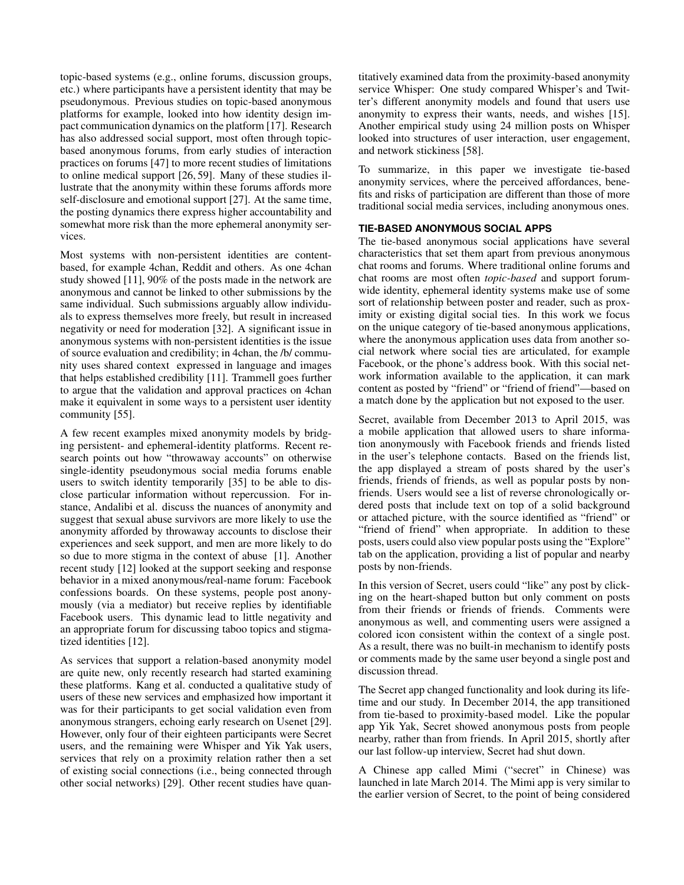topic-based systems (e.g., online forums, discussion groups, etc.) where participants have a persistent identity that may be pseudonymous. Previous studies on topic-based anonymous platforms for example, looked into how identity design impact communication dynamics on the platform [17]. Research has also addressed social support, most often through topic-based anonymous forums, from early studies of interaction practices on forums [47] to more recent studies of limitations to online medical support [26, 59]. Many of these studies illustrate that the anonymity within these forums affords more self-disclosure and emotional support [27]. At the same time, the posting dynamics there express higher accountability and somewhat more risk than the more ephemeral anonymity services.

Most systems with non-persistent identities are content-based, for example 4chan, Reddit and others. As one 4chan study showed [11], 90% of the posts made in the network are anonymous and cannot be linked to other submissions by the same individual. Such submissions arguably allow individuals to express themselves more freely, but result in increased negativity or need for moderation [32]. A significant issue in anonymous systems with non-persistent identities is the issue of source evaluation and credibility; in 4chan, the /b/ community uses shared context expressed in language and images that helps established credibility [11]. Trammell goes further to argue that the validation and approval practices on 4chan make it equivalent in some ways to a persistent user identity community [55].

A few recent examples mixed anonymity models by bridging persistent- and ephemeral-identity platforms. Recent research points out how "throwaway accounts" on otherwise single-identity pseudonymous social media forums enable users to switch identity temporarily [35] to be able to disclose particular information without repercussion. For instance, Andalibi et al. discuss the nuances of anonymity and suggest that sexual abuse survivors are more likely to use the anonymity afforded by throwaway accounts to disclose their experiences and seek support, and men are more likely to do so due to more stigma in the context of abuse [1]. Another recent study [12] looked at the support seeking and response behavior in a mixed anonymous/real-name forum: Facebook confessions boards. On these systems, people post anonymously (via a mediator) but receive replies by identifiable Facebook users. This dynamic lead to little negativity and an appropriate forum for discussing taboo topics and stigmatized identities [12].

As services that support a relation-based anonymity model are quite new, only recently research had started examining these platforms. Kang et al. conducted a qualitative study of users of these new services and emphasized how important it was for their participants to get social validation even from anonymous strangers, echoing early research on Usenet [29]. However, only four of their eighteen participants were Secret users, and the remaining were Whisper and Yik Yak users, services that rely on a proximity relation rather then a set of existing social connections (i.e., being connected through other social networks) [29]. Other recent studies have quantitatively examined data from the proximity-based anonymity service Whisper: One study compared Whisper's and Twitter's different anonymity models and found that users use anonymity to express their wants, needs, and wishes [15]. Another empirical study using 24 million posts on Whisper looked into structures of user interaction, user engagement, and network stickiness [58].

To summarize, in this paper we investigate tie-based anonymity services, where the perceived affordances, benefits and risks of participation are different than those of more traditional social media services, including anonymous ones.

## TIE-BASED ANONYMOUS SOCIAL APPS

The tie-based anonymous social applications have several characteristics that set them apart from previous anonymous chat rooms and forums. Where traditional online forums and chat rooms are most often *topic-based* and support forum-wide identity, ephemeral identity systems make use of some sort of relationship between poster and reader, such as proximity or existing digital social ties. In this work we focus on the unique category of tie-based anonymous applications, where the anonymous application uses data from another social network where social ties are articulated, for example Facebook, or the phone's address book. With this social network information available to the application, it can mark content as posted by "friend" or "friend of friend"—based on a match done by the application but not exposed to the user.

Secret, available from December 2013 to April 2015, was a mobile application that allowed users to share information anonymously with Facebook friends and friends listed in the user's telephone contacts. Based on the friends list, the app displayed a stream of posts shared by the user's friends, friends of friends, as well as popular posts by non-friends. Users would see a list of reverse chronologically ordered posts that include text on top of a solid background or attached picture, with the source identified as "friend" or "friend of friend" when appropriate. In addition to these posts, users could also view popular posts using the "Explore" tab on the application, providing a list of popular and nearby posts by non-friends.

In this version of Secret, users could "like" any post by clicking on the heart-shaped button but only comment on posts from their friends or friends of friends. Comments were anonymous as well, and commenting users were assigned a colored icon consistent within the context of a single post. As a result, there was no built-in mechanism to identify posts or comments made by the same user beyond a single post and discussion thread.

The Secret app changed functionality and look during its lifetime and our study. In December 2014, the app transitioned from tie-based to proximity-based model. Like the popular app Yik Yak, Secret showed anonymous posts from people nearby, rather than from friends. In April 2015, shortly after our last follow-up interview, Secret had shut down.

A Chinese app called Mimi ("secret" in Chinese) was launched in late March 2014. The Mimi app is very similar to the earlier version of Secret, to the point of being considered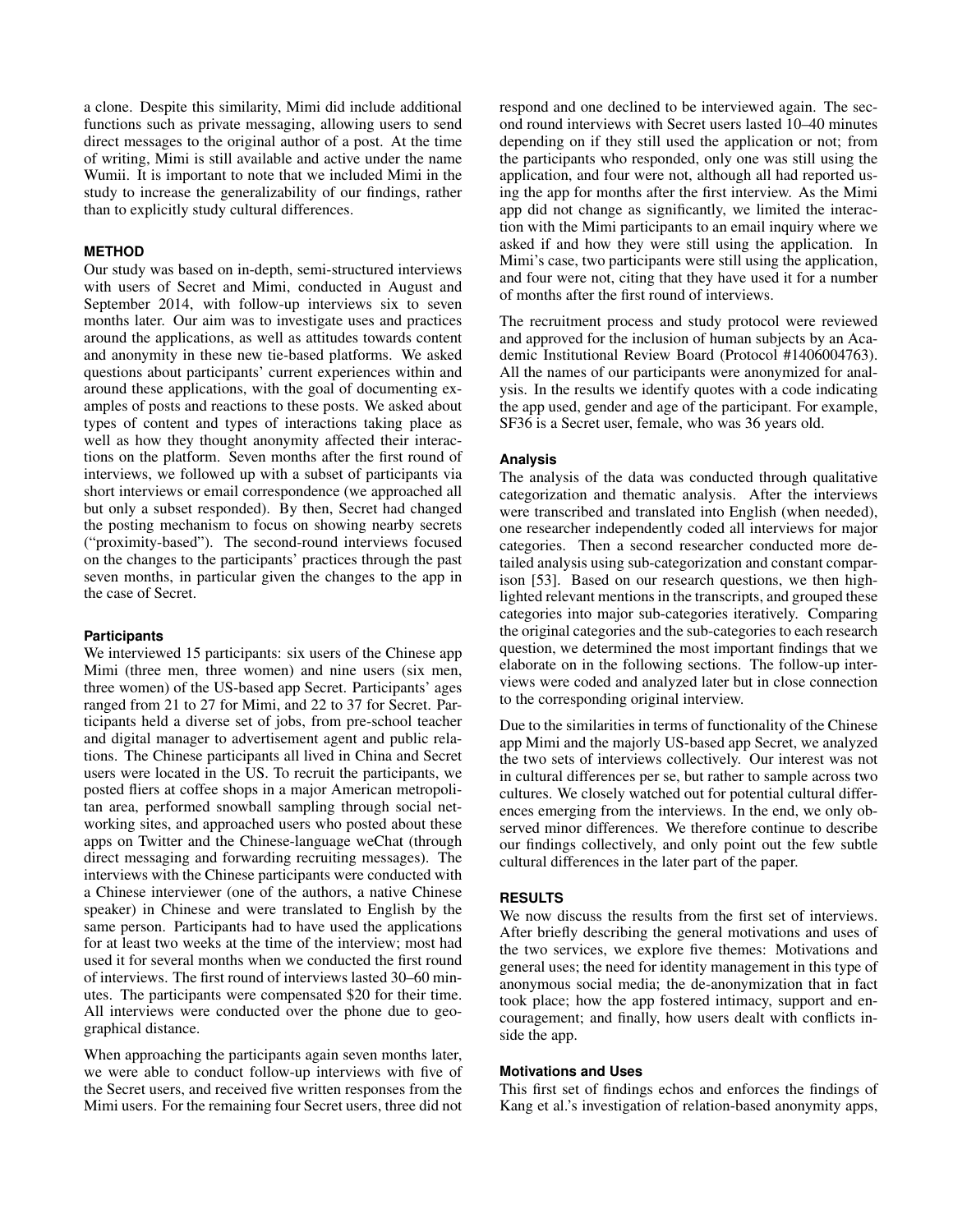a clone. Despite this similarity, Mimi did include additional functions such as private messaging, allowing users to send direct messages to the original author of a post. At the time of writing, Mimi is still available and active under the name Wumii. It is important to note that we included Mimi in the study to increase the generalizability of our findings, rather than to explicitly study cultural differences.

## METHOD

Our study was based on in-depth, semi-structured interviews with users of Secret and Mimi, conducted in August and September 2014, with follow-up interviews six to seven months later. Our aim was to investigate uses and practices around the applications, as well as attitudes towards content and anonymity in these new tie-based platforms. We asked questions about participants' current experiences within and around these applications, with the goal of documenting examples of posts and reactions to these posts. We asked about types of content and types of interactions taking place as well as how they thought anonymity affected their interactions on the platform. Seven months after the first round of interviews, we followed up with a subset of participants via short interviews or email correspondence (we approached all but only a subset responded). By then, Secret had changed the posting mechanism to focus on showing nearby secrets ("proximity-based"). The second-round interviews focused on the changes to the participants' practices through the past seven months, in particular given the changes to the app in the case of Secret.

### Participants

We interviewed 15 participants: six users of the Chinese app Mimi (three men, three women) and nine users (six men, three women) of the US-based app Secret. Participants' ages ranged from 21 to 27 for Mimi, and 22 to 37 for Secret. Participants held a diverse set of jobs, from pre-school teacher and digital manager to advertisement agent and public relations. The Chinese participants all lived in China and Secret users were located in the US. To recruit the participants, we posted fliers at coffee shops in a major American metropolitan area, performed snowball sampling through social networking sites, and approached users who posted about these apps on Twitter and the Chinese-language weChat (through direct messaging and forwarding recruiting messages). The interviews with the Chinese participants were conducted with a Chinese interviewer (one of the authors, a native Chinese speaker) in Chinese and were translated to English by the same person. Participants had to have used the applications for at least two weeks at the time of the interview; most had used it for several months when we conducted the first round of interviews. The first round of interviews lasted 30–60 minutes. The participants were compensated $20 for their time. All interviews were conducted over the phone due to geographical distance.

When approaching the participants again seven months later, we were able to conduct follow-up interviews with five of the Secret users, and received five written responses from the Mimi users. For the remaining four Secret users, three did not respond and one declined to be interviewed again. The second round interviews with Secret users lasted 10–40 minutes depending on if they still used the application or not; from the participants who responded, only one was still using the application, and four were not, although all had reported using the app for months after the first interview. As the Mimi app did not change as significantly, we limited the interaction with the Mimi participants to an email inquiry where we asked if and how they were still using the application. In Mimi's case, two participants were still using the application, and four were not, citing that they have used it for a number of months after the first round of interviews.

The recruitment process and study protocol were reviewed and approved for the inclusion of human subjects by an Academic Institutional Review Board (Protocol #1406004763). All the names of our participants were anonymized for analysis. In the results we identify quotes with a code indicating the app used, gender and age of the participant. For example, SF36 is a Secret user, female, who was 36 years old.

### Analysis

The analysis of the data was conducted through qualitative categorization and thematic analysis. After the interviews were transcribed and translated into English (when needed), one researcher independently coded all interviews for major categories. Then a second researcher conducted more detailed analysis using sub-categorization and constant comparison [53]. Based on our research questions, we then highlighted relevant mentions in the transcripts, and grouped these categories into major sub-categories iteratively. Comparing the original categories and the sub-categories to each research question, we determined the most important findings that we elaborate on in the following sections. The follow-up interviews were coded and analyzed later but in close connection to the corresponding original interview.

Due to the similarities in terms of functionality of the Chinese app Mimi and the majorly US-based app Secret, we analyzed the two sets of interviews collectively. Our interest was not in cultural differences per se, but rather to sample across two cultures. We closely watched out for potential cultural differences emerging from the interviews. In the end, we only observed minor differences. We therefore continue to describe our findings collectively, and only point out the few subtle cultural differences in the later part of the paper.

## RESULTS

We now discuss the results from the first set of interviews. After briefly describing the general motivations and uses of the two services, we explore five themes: Motivations and general uses; the need for identity management in this type of anonymous social media; the de-anonymization that in fact took place; how the app fostered intimacy, support and encouragement; and finally, how users dealt with conflicts inside the app.

### Motivations and Uses

This first set of findings echos and enforces the findings of Kang et al.'s investigation of relation-based anonymity apps,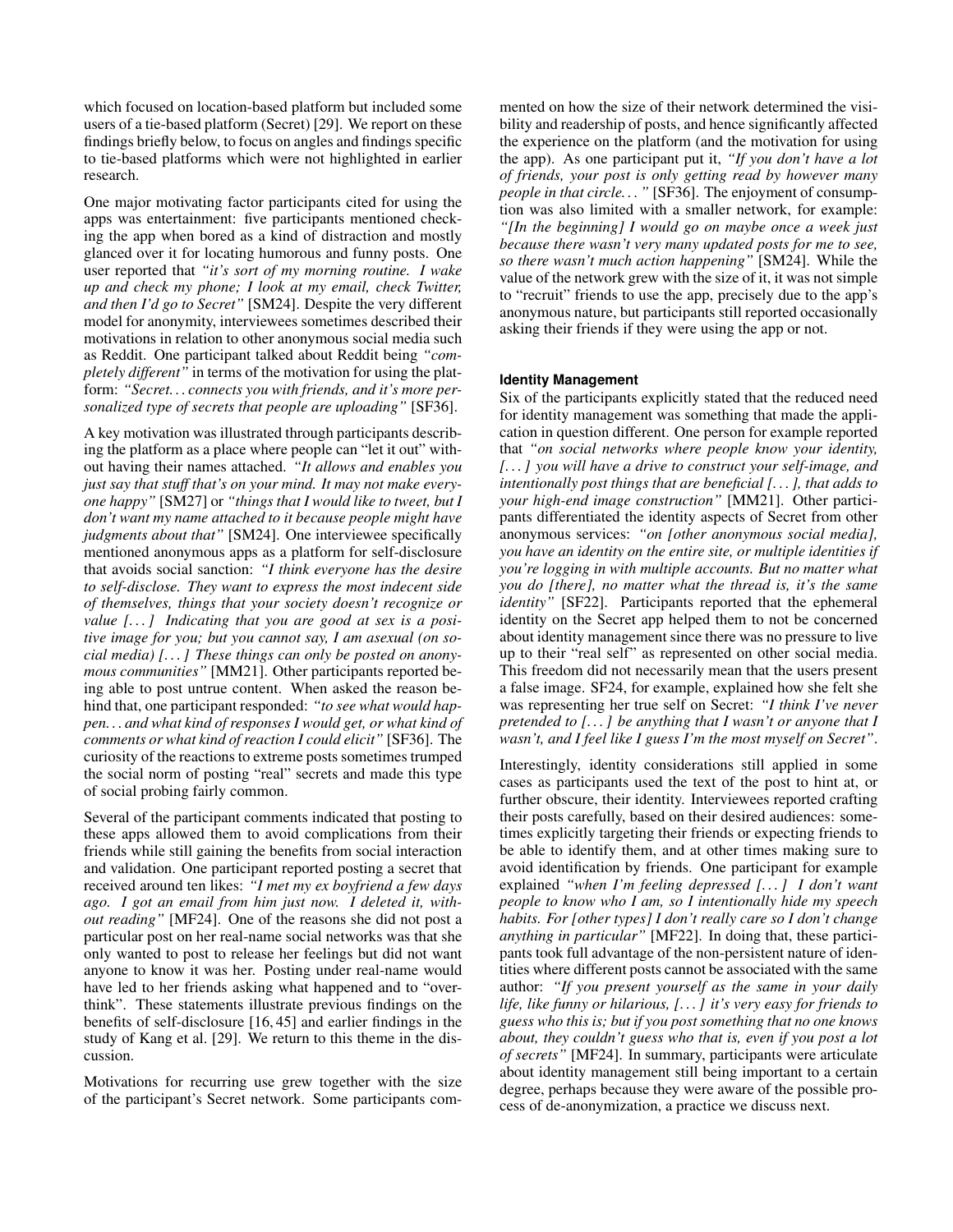which focused on location-based platform but included some users of a tie-based platform (Secret) [29]. We report on these findings briefly below, to focus on angles and findings specific to tie-based platforms which were not highlighted in earlier research.

One major motivating factor participants cited for using the apps was entertainment: five participants mentioned checking the app when bored as a kind of distraction and mostly glanced over it for locating humorous and funny posts. One user reported that *"it's sort of my morning routine. I wake up and check my phone; I look at my email, check Twitter, and then I'd go to Secret"* [SM24]. Despite the very different model for anonymity, interviewees sometimes described their motivations in relation to other anonymous social media such as Reddit. One participant talked about Reddit being *"completely different"* in terms of the motivation for using the platform: *"Secret. . . connects you with friends, and it's more personalized type of secrets that people are uploading"* [SF36].

A key motivation was illustrated through participants describing the platform as a place where people can "let it out" without having their names attached. *"It allows and enables you just say that stuff that's on your mind. It may not make everyone happy"* [SM27] or *"things that I would like to tweet, but I don't want my name attached to it because people might have judgments about that"* [SM24]. One interviewee specifically mentioned anonymous apps as a platform for self-disclosure that avoids social sanction: *"I think everyone has the desire to self-disclose. They want to express the most indecent side of themselves, things that your society doesn't recognize or value [. . . ] Indicating that you are good at sex is a positive image for you; but you cannot say, I am asexual (on social media) [. . . ] These things can only be posted on anonymous communities"* [MM21]. Other participants reported being able to post untrue content. When asked the reason behind that, one participant responded: *"to see what would happen. . . and what kind of responses I would get, or what kind of comments or what kind of reaction I could elicit"* [SF36]. The curiosity of the reactions to extreme posts sometimes trumped the social norm of posting "real" secrets and made this type of social probing fairly common.

Several of the participant comments indicated that posting to these apps allowed them to avoid complications from their friends while still gaining the benefits from social interaction and validation. One participant reported posting a secret that received around ten likes: *"I met my ex boyfriend a few days ago. I got an email from him just now. I deleted it, without reading"* [MF24]. One of the reasons she did not post a particular post on her real-name social networks was that she only wanted to post to release her feelings but did not want anyone to know it was her. Posting under real-name would have led to her friends asking what happened and to "overthink". These statements illustrate previous findings on the benefits of self-disclosure [16, 45] and earlier findings in the study of Kang et al. [29]. We return to this theme in the discussion.

Motivations for recurring use grew together with the size of the participant's Secret network. Some participants commented on how the size of their network determined the visibility and readership of posts, and hence significantly affected the experience on the platform (and the motivation for using the app). As one participant put it, *"If you don't have a lot of friends, your post is only getting read by however many people in that circle. . . "* [SF36]. The enjoyment of consumption was also limited with a smaller network, for example: *"[In the beginning] I would go on maybe once a week just because there wasn't very many updated posts for me to see, so there wasn't much action happening"* [SM24]. While the value of the network grew with the size of it, it was not simple to "recruit" friends to use the app, precisely due to the app's anonymous nature, but participants still reported occasionally asking their friends if they were using the app or not.

### Identity Management

Six of the participants explicitly stated that the reduced need for identity management was something that made the application in question different. One person for example reported that *"on social networks where people know your identity, [. . . ] you will have a drive to construct your self-image, and intentionally post things that are beneficial [. . . ], that adds to your high-end image construction"* [MM21]. Other participants differentiated the identity aspects of Secret from other anonymous services: *"on [other anonymous social media], you have an identity on the entire site, or multiple identities if you're logging in with multiple accounts. But no matter what you do [there], no matter what the thread is, it's the same identity"* [SF22]. Participants reported that the ephemeral identity on the Secret app helped them to not be concerned about identity management since there was no pressure to live up to their "real self" as represented on other social media. This freedom did not necessarily mean that the users present a false image. SF24, for example, explained how she felt she was representing her true self on Secret: *"I think I've never pretended to [. . . ] be anything that I wasn't or anyone that I wasn't, and I feel like I guess I'm the most myself on Secret"*.

Interestingly, identity considerations still applied in some cases as participants used the text of the post to hint at, or further obscure, their identity. Interviewees reported crafting their posts carefully, based on their desired audiences: sometimes explicitly targeting their friends or expecting friends to be able to identify them, and at other times making sure to avoid identification by friends. One participant for example explained *"when I'm feeling depressed [. . . ] I don't want people to know who I am, so I intentionally hide my speech habits. For [other types] I don't really care so I don't change anything in particular"* [MF22]. In doing that, these participants took full advantage of the non-persistent nature of identities where different posts cannot be associated with the same author: *"If you present yourself as the same in your daily life, like funny or hilarious, [. . . ] it's very easy for friends to guess who this is; but if you post something that no one knows about, they couldn't guess who that is, even if you post a lot of secrets"* [MF24]. In summary, participants were articulate about identity management still being important to a certain degree, perhaps because they were aware of the possible process of de-anonymization, a practice we discuss next.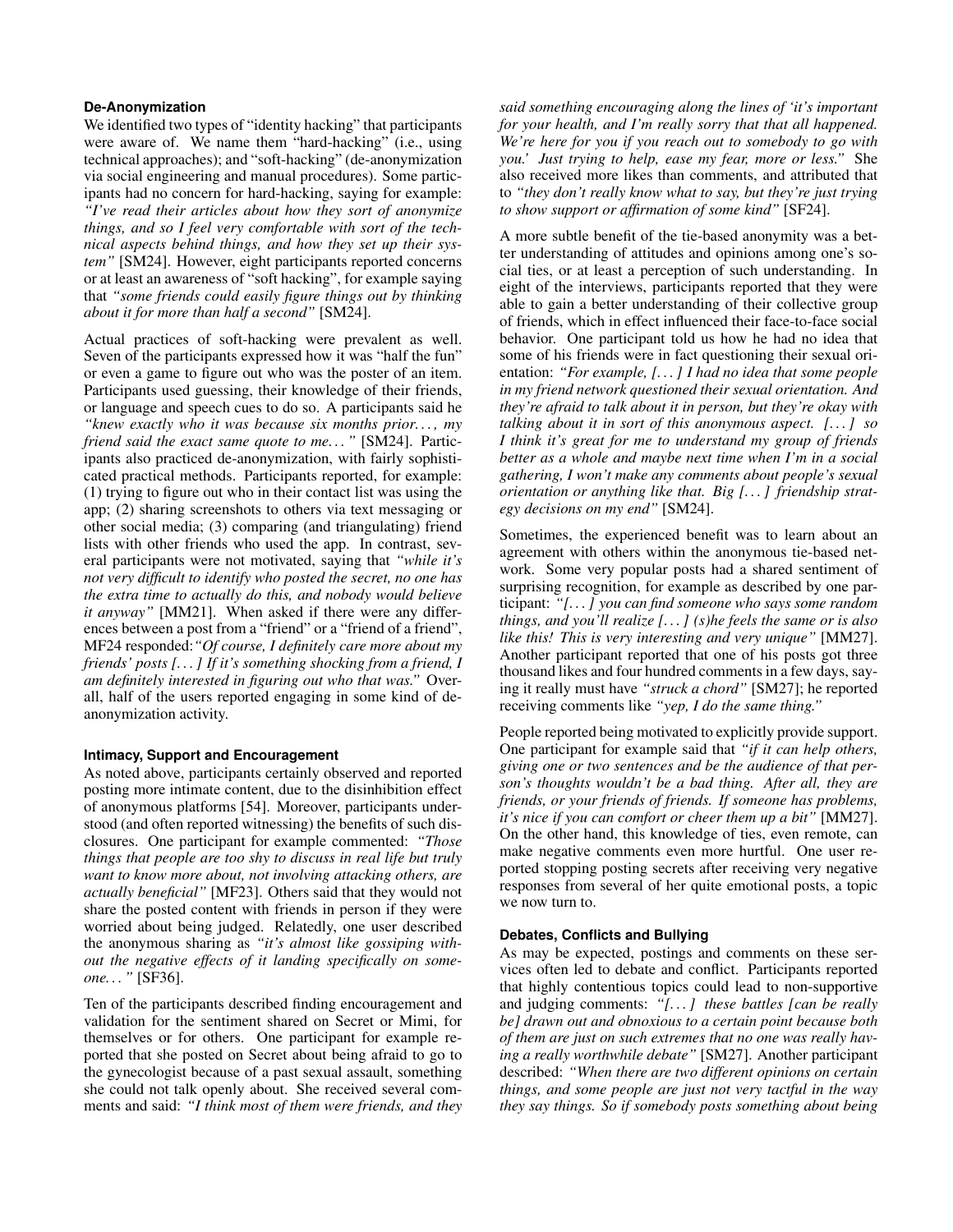### De-Anonymization

We identified two types of "identity hacking" that participants were aware of. We name them "hard-hacking" (i.e., using technical approaches); and "soft-hacking" (de-anonymization via social engineering and manual procedures). Some participants had no concern for hard-hacking, saying for example: *"I've read their articles about how they sort of anonymize things, and so I feel very comfortable with sort of the technical aspects behind things, and how they set up their system"* [SM24]. However, eight participants reported concerns or at least an awareness of "soft hacking", for example saying that *"some friends could easily figure things out by thinking about it for more than half a second"* [SM24].

Actual practices of soft-hacking were prevalent as well. Seven of the participants expressed how it was "half the fun" or even a game to figure out who was the poster of an item. Participants used guessing, their knowledge of their friends, or language and speech cues to do so. A participants said he *"knew exactly who it was because six months prior. . . , my friend said the exact same quote to me. . . "* [SM24]. Participants also practiced de-anonymization, with fairly sophisticated practical methods. Participants reported, for example: (1) trying to figure out who in their contact list was using the app; (2) sharing screenshots to others via text messaging or other social media; (3) comparing (and triangulating) friend lists with other friends who used the app. In contrast, several participants were not motivated, saying that *"while it's not very difficult to identify who posted the secret, no one has the extra time to actually do this, and nobody would believe it anyway"* [MM21]. When asked if there were any differences between a post from a "friend" or a "friend of a friend", MF24 responded:*"Of course, I definitely care more about my friends' posts [. . . ] If it's something shocking from a friend, I am definitely interested in figuring out who that was."* Overall, half of the users reported engaging in some kind of de-anonymization activity.

### Intimacy, Support and Encouragement

As noted above, participants certainly observed and reported posting more intimate content, due to the disinhibition effect of anonymous platforms [54]. Moreover, participants understood (and often reported witnessing) the benefits of such disclosures. One participant for example commented: *"Those things that people are too shy to discuss in real life but truly want to know more about, not involving attacking others, are actually beneficial"* [MF23]. Others said that they would not share the posted content with friends in person if they were worried about being judged. Relatedly, one user described the anonymous sharing as *"it's almost like gossiping without the negative effects of it landing specifically on someone. . . "* [SF36].

Ten of the participants described finding encouragement and validation for the sentiment shared on Secret or Mimi, for themselves or for others. One participant for example reported that she posted on Secret about being afraid to go to the gynecologist because of a past sexual assault, something she could not talk openly about. She received several comments and said: *"I think most of them were friends, and they said something encouraging along the lines of 'it's important for your health, and I'm really sorry that that all happened. We're here for you if you reach out to somebody to go with you.' Just trying to help, ease my fear, more or less."* She also received more likes than comments, and attributed that to *"they don't really know what to say, but they're just trying to show support or affirmation of some kind"* [SF24].

A more subtle benefit of the tie-based anonymity was a better understanding of attitudes and opinions among one's social ties, or at least a perception of such understanding. In eight of the interviews, participants reported that they were able to gain a better understanding of their collective group of friends, which in effect influenced their face-to-face social behavior. One participant told us how he had no idea that some of his friends were in fact questioning their sexual orientation: *"For example, [. . . ] I had no idea that some people in my friend network questioned their sexual orientation. And they're afraid to talk about it in person, but they're okay with talking about it in sort of this anonymous aspect. [. . . ] so I think it's great for me to understand my group of friends better as a whole and maybe next time when I'm in a social gathering, I won't make any comments about people's sexual orientation or anything like that. Big [. . . ] friendship strategy decisions on my end"* [SM24].

Sometimes, the experienced benefit was to learn about an agreement with others within the anonymous tie-based network. Some very popular posts had a shared sentiment of surprising recognition, for example as described by one participant: *"[. . . ] you can find someone who says some random things, and you'll realize [. . . ] (s)he feels the same or is also like this! This is very interesting and very unique"* [MM27]. Another participant reported that one of his posts got three thousand likes and four hundred comments in a few days, saying it really must have *"struck a chord"* [SM27]; he reported receiving comments like *"yep, I do the same thing."*

People reported being motivated to explicitly provide support. One participant for example said that *"if it can help others, giving one or two sentences and be the audience of that person's thoughts wouldn't be a bad thing. After all, they are friends, or your friends of friends. If someone has problems, it's nice if you can comfort or cheer them up a bit"* [MM27]. On the other hand, this knowledge of ties, even remote, can make negative comments even more hurtful. One user reported stopping posting secrets after receiving very negative responses from several of her quite emotional posts, a topic we now turn to.

### Debates, Conflicts and Bullying

As may be expected, postings and comments on these services often led to debate and conflict. Participants reported that highly contentious topics could lead to non-supportive and judging comments: *"[. . . ] these battles [can be really be] drawn out and obnoxious to a certain point because both of them are just on such extremes that no one was really having a really worthwhile debate"* [SM27]. Another participant described: *"When there are two different opinions on certain things, and some people are just not very tactful in the way they say things. So if somebody posts something about being*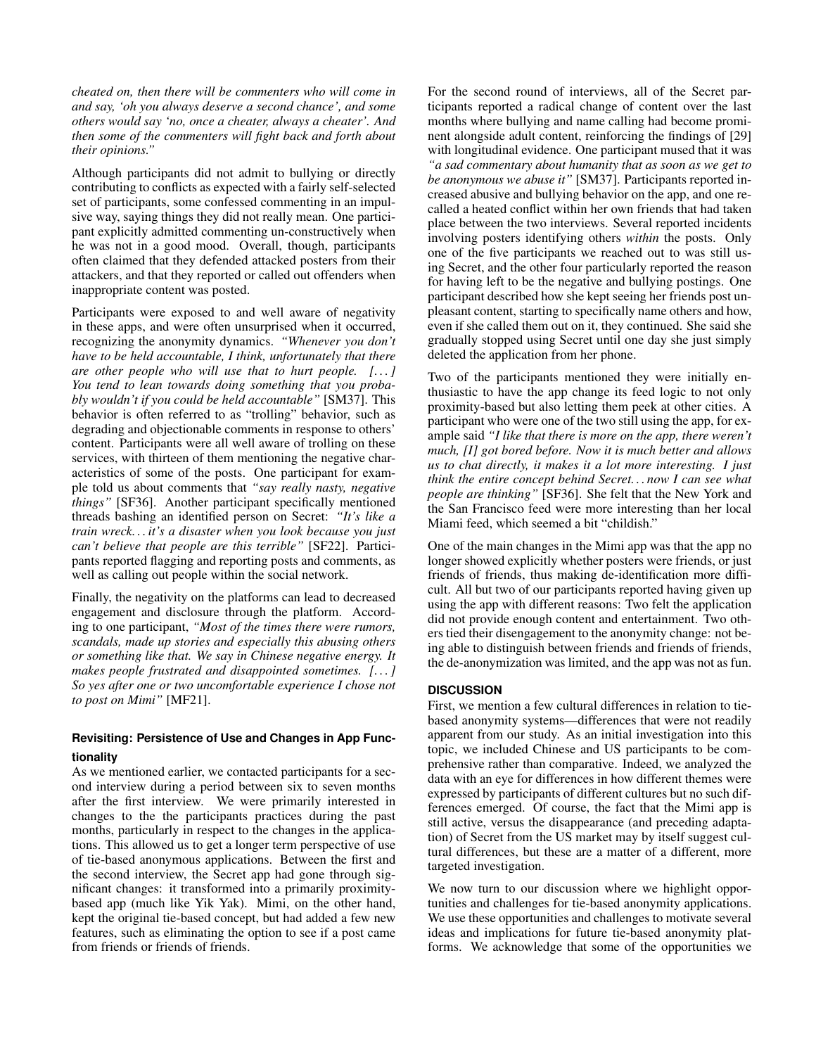*cheated on, then there will be commenters who will come in and say, 'oh you always deserve a second chance', and some others would say 'no, once a cheater, always a cheater'. And then some of the commenters will fight back and forth about their opinions."*

Although participants did not admit to bullying or directly contributing to conflicts as expected with a fairly self-selected set of participants, some confessed commenting in an impulsive way, saying things they did not really mean. One participant explicitly admitted commenting un-constructively when he was not in a good mood. Overall, though, participants often claimed that they defended attacked posters from their attackers, and that they reported or called out offenders when inappropriate content was posted.

Participants were exposed to and well aware of negativity in these apps, and were often unsurprised when it occurred, recognizing the anonymity dynamics. *"Whenever you don't have to be held accountable, I think, unfortunately that there are other people who will use that to hurt people. [...] You tend to lean towards doing something that you probably wouldn't if you could be held accountable"* [SM37]. This behavior is often referred to as "trolling" behavior, such as degrading and objectionable comments in response to others' content. Participants were all well aware of trolling on these services, with thirteen of them mentioning the negative characteristics of some of the posts. One participant for example told us about comments that *"say really nasty, negative things"* [SF36]. Another participant specifically mentioned threads bashing an identified person on Secret: *"It's like a train wreck... it's a disaster when you look because you just can't believe that people are this terrible"* [SF22]. Participants reported flagging and reporting posts and comments, as well as calling out people within the social network.

Finally, the negativity on the platforms can lead to decreased engagement and disclosure through the platform. According to one participant, *"Most of the times there were rumors, scandals, made up stories and especially this abusing others or something like that. We say in Chinese negative energy. It makes people frustrated and disappointed sometimes. [...] So yes after one or two uncomfortable experience I chose not to post on Mimi"* [MF21].

### Revisiting: Persistence of Use and Changes in App Functionality

As we mentioned earlier, we contacted participants for a second interview during a period between six to seven months after the first interview. We were primarily interested in changes to the the participants practices during the past months, particularly in respect to the changes in the applications. This allowed us to get a longer term perspective of use of tie-based anonymous applications. Between the first and the second interview, the Secret app had gone through significant changes: it transformed into a primarily proximity-based app (much like Yik Yak). Mimi, on the other hand, kept the original tie-based concept, but had added a few new features, such as eliminating the option to see if a post came from friends or friends of friends.

For the second round of interviews, all of the Secret participants reported a radical change of content over the last months where bullying and name calling had become prominent alongside adult content, reinforcing the findings of [29] with longitudinal evidence. One participant mused that it was *"a sad commentary about humanity that as soon as we get to be anonymous we abuse it"* [SM37]. Participants reported increased abusive and bullying behavior on the app, and one recalled a heated conflict within her own friends that had taken place between the two interviews. Several reported incidents involving posters identifying others *within* the posts. Only one of the five participants we reached out to was still using Secret, and the other four particularly reported the reason for having left to be the negative and bullying postings. One participant described how she kept seeing her friends post unpleasant content, starting to specifically name others and how, even if she called them out on it, they continued. She said she gradually stopped using Secret until one day she just simply deleted the application from her phone.

Two of the participants mentioned they were initially enthusiastic to have the app change its feed logic to not only proximity-based but also letting them peek at other cities. A participant who were one of the two still using the app, for example said *"I like that there is more on the app, there weren't much, [I] got bored before. Now it is much better and allows us to chat directly, it makes it a lot more interesting. I just think the entire concept behind Secret... now I can see what people are thinking"* [SF36]. She felt that the New York and the San Francisco feed were more interesting than her local Miami feed, which seemed a bit "childish."

One of the main changes in the Mimi app was that the app no longer showed explicitly whether posters were friends, or just friends of friends, thus making de-identification more difficult. All but two of our participants reported having given up using the app with different reasons: Two felt the application did not provide enough content and entertainment. Two others tied their disengagement to the anonymity change: not being able to distinguish between friends and friends of friends, the de-anonymization was limited, and the app was not as fun.

## DISCUSSION

First, we mention a few cultural differences in relation to tie-based anonymity systems—differences that were not readily apparent from our study. As an initial investigation into this topic, we included Chinese and US participants to be comprehensive rather than comparative. Indeed, we analyzed the data with an eye for differences in how different themes were expressed by participants of different cultures but no such differences emerged. Of course, the fact that the Mimi app is still active, versus the disappearance (and preceding adaptation) of Secret from the US market may by itself suggest cultural differences, but these are a matter of a different, more targeted investigation.

We now turn to our discussion where we highlight opportunities and challenges for tie-based anonymity applications. We use these opportunities and challenges to motivate several ideas and implications for future tie-based anonymity platforms. We acknowledge that some of the opportunities we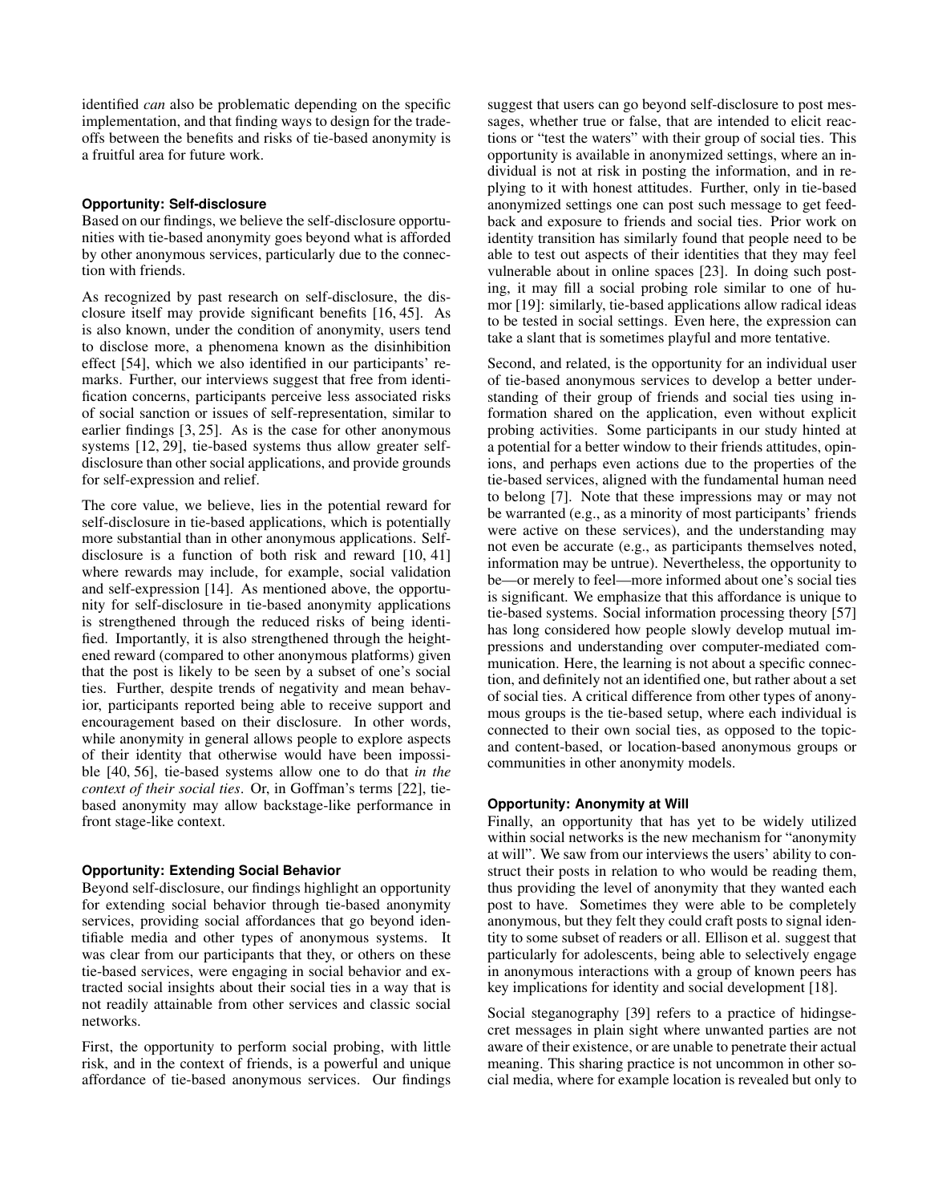identified *can* also be problematic depending on the specific implementation, and that finding ways to design for the tradeoffs between the benefits and risks of tie-based anonymity is a fruitful area for future work.

### Opportunity: Self-disclosure

Based on our findings, we believe the self-disclosure opportunities with tie-based anonymity goes beyond what is afforded by other anonymous services, particularly due to the connection with friends.

As recognized by past research on self-disclosure, the disclosure itself may provide significant benefits [16, 45]. As is also known, under the condition of anonymity, users tend to disclose more, a phenomena known as the disinhibition effect [54], which we also identified in our participants' remarks. Further, our interviews suggest that free from identification concerns, participants perceive less associated risks of social sanction or issues of self-representation, similar to earlier findings [3, 25]. As is the case for other anonymous systems [12, 29], tie-based systems thus allow greater self-disclosure than other social applications, and provide grounds for self-expression and relief.

The core value, we believe, lies in the potential reward for self-disclosure in tie-based applications, which is potentially more substantial than in other anonymous applications. Self-disclosure is a function of both risk and reward [10, 41] where rewards may include, for example, social validation and self-expression [14]. As mentioned above, the opportunity for self-disclosure in tie-based anonymity applications is strengthened through the reduced risks of being identified. Importantly, it is also strengthened through the heightened reward (compared to other anonymous platforms) given that the post is likely to be seen by a subset of one's social ties. Further, despite trends of negativity and mean behavior, participants reported being able to receive support and encouragement based on their disclosure. In other words, while anonymity in general allows people to explore aspects of their identity that otherwise would have been impossible [40, 56], tie-based systems allow one to do that *in the context of their social ties*. Or, in Goffman's terms [22], tie-based anonymity may allow backstage-like performance in front stage-like context.

### Opportunity: Extending Social Behavior

Beyond self-disclosure, our findings highlight an opportunity for extending social behavior through tie-based anonymity services, providing social affordances that go beyond identifiable media and other types of anonymous systems. It was clear from our participants that they, or others on these tie-based services, were engaging in social behavior and extracted social insights about their social ties in a way that is not readily attainable from other services and classic social networks.

First, the opportunity to perform social probing, with little risk, and in the context of friends, is a powerful and unique affordance of tie-based anonymous services. Our findings suggest that users can go beyond self-disclosure to post messages, whether true or false, that are intended to elicit reactions or "test the waters" with their group of social ties. This opportunity is available in anonymized settings, where an individual is not at risk in posting the information, and in replying to it with honest attitudes. Further, only in tie-based anonymized settings one can post such message to get feedback and exposure to friends and social ties. Prior work on identity transition has similarly found that people need to be able to test out aspects of their identities that they may feel vulnerable about in online spaces [23]. In doing such posting, it may fill a social probing role similar to one of humor [19]: similarly, tie-based applications allow radical ideas to be tested in social settings. Even here, the expression can take a slant that is sometimes playful and more tentative.

Second, and related, is the opportunity for an individual user of tie-based anonymous services to develop a better understanding of their group of friends and social ties using information shared on the application, even without explicit probing activities. Some participants in our study hinted at a potential for a better window to their friends attitudes, opinions, and perhaps even actions due to the properties of the tie-based services, aligned with the fundamental human need to belong [7]. Note that these impressions may or may not be warranted (e.g., as a minority of most participants' friends were active on these services), and the understanding may not even be accurate (e.g., as participants themselves noted, information may be untrue). Nevertheless, the opportunity to be—or merely to feel—more informed about one's social ties is significant. We emphasize that this affordance is unique to tie-based systems. Social information processing theory [57] has long considered how people slowly develop mutual impressions and understanding over computer-mediated communication. Here, the learning is not about a specific connection, and definitely not an identified one, but rather about a set of social ties. A critical difference from other types of anonymous groups is the tie-based setup, where each individual is connected to their own social ties, as opposed to the topic- and content-based, or location-based anonymous groups or communities in other anonymity models.

### Opportunity: Anonymity at Will

Finally, an opportunity that has yet to be widely utilized within social networks is the new mechanism for "anonymity at will". We saw from our interviews the users' ability to construct their posts in relation to who would be reading them, thus providing the level of anonymity that they wanted each post to have. Sometimes they were able to be completely anonymous, but they felt they could craft posts to signal identity to some subset of readers or all. Ellison et al. suggest that particularly for adolescents, being able to selectively engage in anonymous interactions with a group of known peers has key implications for identity and social development [18].

Social steganography [39] refers to a practice of hidingsecret messages in plain sight where unwanted parties are not aware of their existence, or are unable to penetrate their actual meaning. This sharing practice is not uncommon in other social media, where for example location is revealed but only to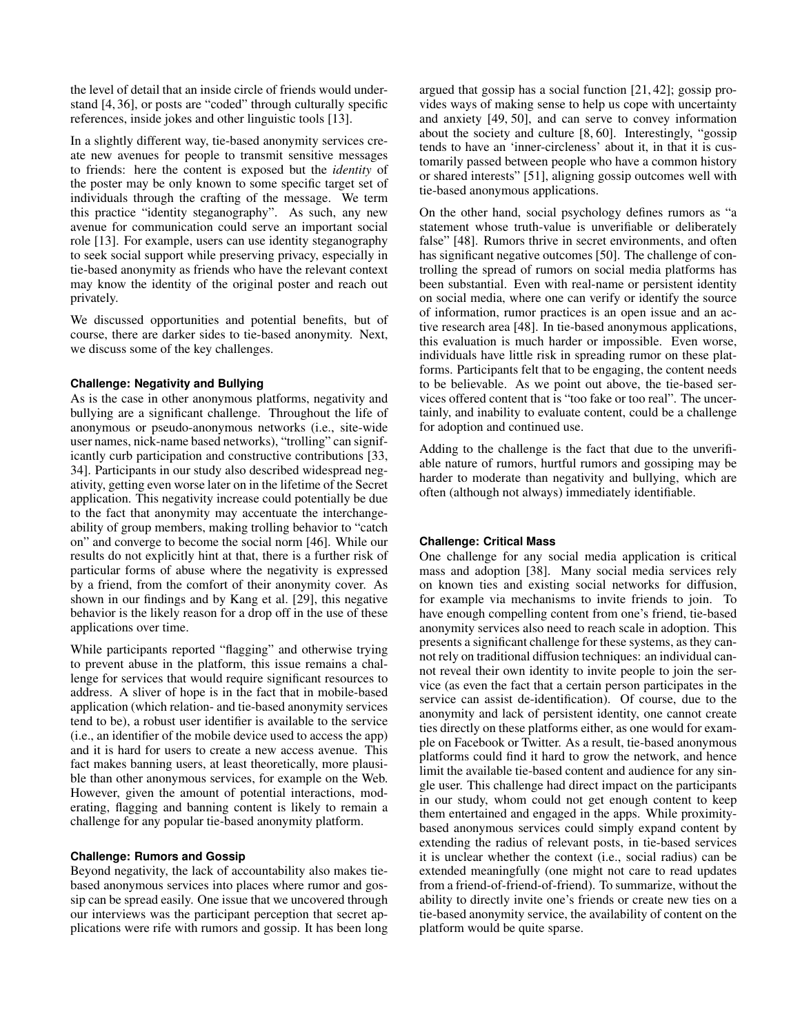the level of detail that an inside circle of friends would understand [4, 36], or posts are "coded" through culturally specific references, inside jokes and other linguistic tools [13].

In a slightly different way, tie-based anonymity services create new avenues for people to transmit sensitive messages to friends: here the content is exposed but the *identity* of the poster may be only known to some specific target set of individuals through the crafting of the message. We term this practice "identity steganography". As such, any new avenue for communication could serve an important social role [13]. For example, users can use identity steganography to seek social support while preserving privacy, especially in tie-based anonymity as friends who have the relevant context may know the identity of the original poster and reach out privately.

We discussed opportunities and potential benefits, but of course, there are darker sides to tie-based anonymity. Next, we discuss some of the key challenges.

#### Challenge: Negativity and Bullying

As is the case in other anonymous platforms, negativity and bullying are a significant challenge. Throughout the life of anonymous or pseudo-anonymous networks (i.e., site-wide user names, nick-name based networks), "trolling" can significantly curb participation and constructive contributions [33, 34]. Participants in our study also described widespread negativity, getting even worse later on in the lifetime of the Secret application. This negativity increase could potentially be due to the fact that anonymity may accentuate the interchangeability of group members, making trolling behavior to "catch on" and converge to become the social norm [46]. While our results do not explicitly hint at that, there is a further risk of particular forms of abuse where the negativity is expressed by a friend, from the comfort of their anonymity cover. As shown in our findings and by Kang et al. [29], this negative behavior is the likely reason for a drop off in the use of these applications over time.

While participants reported "flagging" and otherwise trying to prevent abuse in the platform, this issue remains a challenge for services that would require significant resources to address. A sliver of hope is in the fact that in mobile-based application (which relation- and tie-based anonymity services tend to be), a robust user identifier is available to the service (i.e., an identifier of the mobile device used to access the app) and it is hard for users to create a new access avenue. This fact makes banning users, at least theoretically, more plausible than other anonymous services, for example on the Web. However, given the amount of potential interactions, moderating, flagging and banning content is likely to remain a challenge for any popular tie-based anonymity platform.

#### Challenge: Rumors and Gossip

Beyond negativity, the lack of accountability also makes tie-based anonymous services into places where rumor and gossip can be spread easily. One issue that we uncovered through our interviews was the participant perception that secret applications were rife with rumors and gossip. It has been long argued that gossip has a social function [21, 42]; gossip provides ways of making sense to help us cope with uncertainty and anxiety [49, 50], and can serve to convey information about the society and culture [8, 60]. Interestingly, "gossip tends to have an 'inner-circleness' about it, in that it is customarily passed between people who have a common history or shared interests" [51], aligning gossip outcomes well with tie-based anonymous applications.

On the other hand, social psychology defines rumors as "a statement whose truth-value is unverifiable or deliberately false" [48]. Rumors thrive in secret environments, and often has significant negative outcomes [50]. The challenge of controlling the spread of rumors on social media platforms has been substantial. Even with real-name or persistent identity on social media, where one can verify or identify the source of information, rumor practices is an open issue and an active research area [48]. In tie-based anonymous applications, this evaluation is much harder or impossible. Even worse, individuals have little risk in spreading rumor on these platforms. Participants felt that to be engaging, the content needs to be believable. As we point out above, the tie-based services offered content that is "too fake or too real". The uncertainly, and inability to evaluate content, could be a challenge for adoption and continued use.

Adding to the challenge is the fact that due to the unverifiable nature of rumors, hurtful rumors and gossiping may be harder to moderate than negativity and bullying, which are often (although not always) immediately identifiable.

#### Challenge: Critical Mass

One challenge for any social media application is critical mass and adoption [38]. Many social media services rely on known ties and existing social networks for diffusion, for example via mechanisms to invite friends to join. To have enough compelling content from one's friend, tie-based anonymity services also need to reach scale in adoption. This presents a significant challenge for these systems, as they cannot rely on traditional diffusion techniques: an individual cannot reveal their own identity to invite people to join the service (as even the fact that a certain person participates in the service can assist de-identification). Of course, due to the anonymity and lack of persistent identity, one cannot create ties directly on these platforms either, as one would for example on Facebook or Twitter. As a result, tie-based anonymous platforms could find it hard to grow the network, and hence limit the available tie-based content and audience for any single user. This challenge had direct impact on the participants in our study, whom could not get enough content to keep them entertained and engaged in the apps. While proximity-based anonymous services could simply expand content by extending the radius of relevant posts, in tie-based services it is unclear whether the context (i.e., social radius) can be extended meaningfully (one might not care to read updates from a friend-of-friend-of-friend). To summarize, without the ability to directly invite one's friends or create new ties on a tie-based anonymity service, the availability of content on the platform would be quite sparse.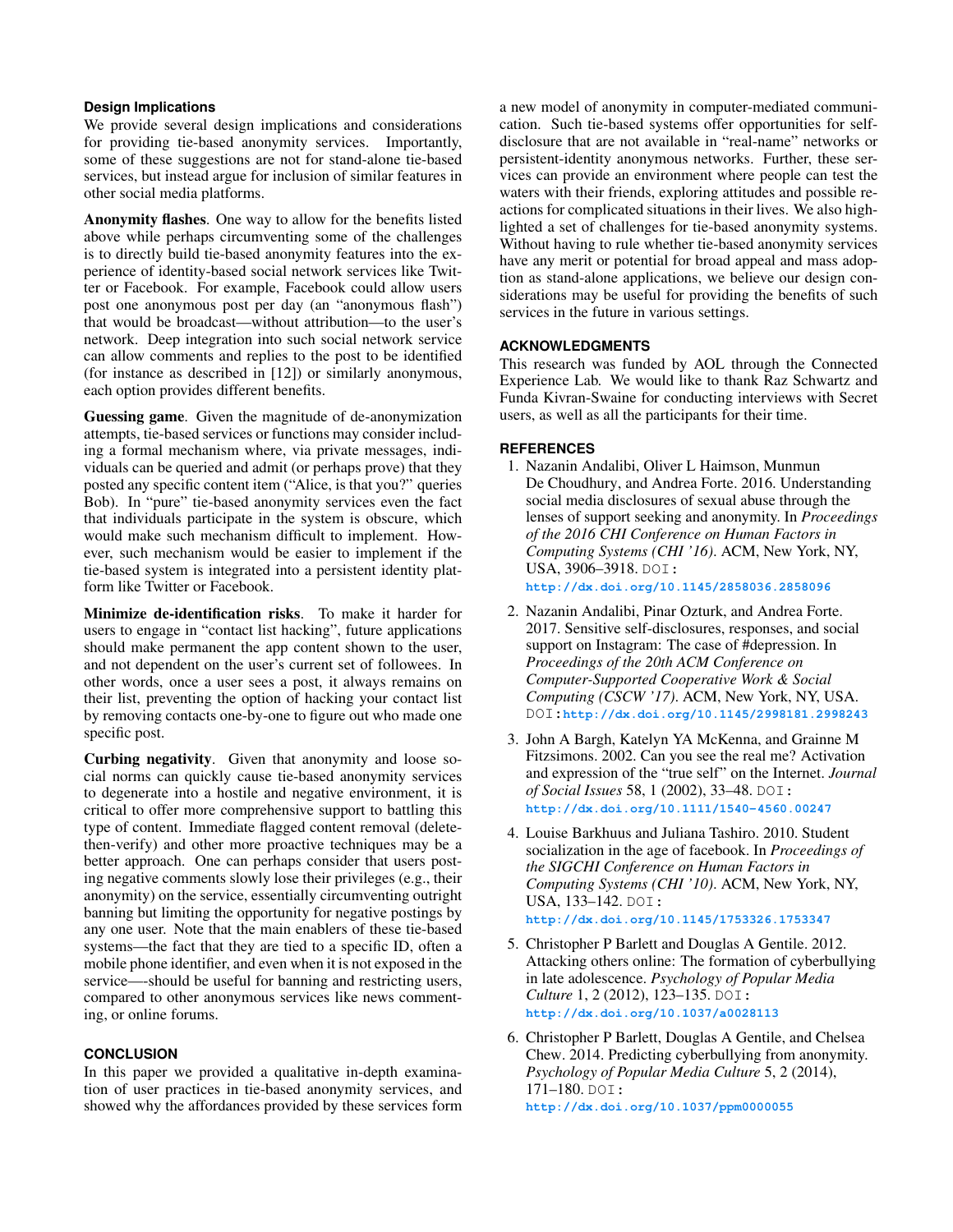### Design Implications

We provide several design implications and considerations for providing tie-based anonymity services. Importantly, some of these suggestions are not for stand-alone tie-based services, but instead argue for inclusion of similar features in other social media platforms.

**Anonymity flashes**. One way to allow for the benefits listed above while perhaps circumventing some of the challenges is to directly build tie-based anonymity features into the experience of identity-based social network services like Twitter or Facebook. For example, Facebook could allow users post one anonymous post per day (an "anonymous flash") that would be broadcast—without attribution—to the user's network. Deep integration into such social network service can allow comments and replies to the post to be identified (for instance as described in [12]) or similarly anonymous, each option provides different benefits.

**Guessing game**. Given the magnitude of de-anonymization attempts, tie-based services or functions may consider including a formal mechanism where, via private messages, individuals can be queried and admit (or perhaps prove) that they posted any specific content item ("Alice, is that you?" queries Bob). In "pure" tie-based anonymity services even the fact that individuals participate in the system is obscure, which would make such mechanism difficult to implement. However, such mechanism would be easier to implement if the tie-based system is integrated into a persistent identity platform like Twitter or Facebook.

**Minimize de-identification risks**. To make it harder for users to engage in "contact list hacking", future applications should make permanent the app content shown to the user, and not dependent on the user's current set of followees. In other words, once a user sees a post, it always remains on their list, preventing the option of hacking your contact list by removing contacts one-by-one to figure out who made one specific post.

**Curbing negativity**. Given that anonymity and loose social norms can quickly cause tie-based anonymity services to degenerate into a hostile and negative environment, it is critical to offer more comprehensive support to battling this type of content. Immediate flagged content removal (delete-then-verify) and other more proactive techniques may be a better approach. One can perhaps consider that users posting negative comments slowly lose their privileges (e.g., their anonymity) on the service, essentially circumventing outright banning but limiting the opportunity for negative postings by any one user. Note that the main enablers of these tie-based systems—the fact that they are tied to a specific ID, often a mobile phone identifier, and even when it is not exposed in the service—-should be useful for banning and restricting users, compared to other anonymous services like news commenting, or online forums.

## CONCLUSION

In this paper we provided a qualitative in-depth examination of user practices in tie-based anonymity services, and showed why the affordances provided by these services form a new model of anonymity in computer-mediated communication. Such tie-based systems offer opportunities for self-disclosure that are not available in "real-name" networks or persistent-identity anonymous networks. Further, these services can provide an environment where people can test the waters with their friends, exploring attitudes and possible reactions for complicated situations in their lives. We also highlighted a set of challenges for tie-based anonymity systems. Without having to rule whether tie-based anonymity services have any merit or potential for broad appeal and mass adoption as stand-alone applications, we believe our design considerations may be useful for providing the benefits of such services in the future in various settings.

## ACKNOWLEDGMENTS

This research was funded by AOL through the Connected Experience Lab. We would like to thank Raz Schwartz and Funda Kivran-Swaine for conducting interviews with Secret users, as well as all the participants for their time.

## REFERENCES

1. Nazanin Andalibi, Oliver L Haimson, Munmun De Choudhury, and Andrea Forte. 2016. Understanding social media disclosures of sexual abuse through the lenses of support seeking and anonymity. In *Proceedings of the 2016 CHI Conference on Human Factors in Computing Systems (CHI '16)*. ACM, New York, NY, USA, 3906–3918. DOI: http://dx.doi.org/10.1145/2858036.2858096

2. Nazanin Andalibi, Pinar Ozturk, and Andrea Forte. 2017. Sensitive self-disclosures, responses, and social support on Instagram: The case of #depression. In *Proceedings of the 20th ACM Conference on Computer-Supported Cooperative Work & Social Computing (CSCW '17)*. ACM, New York, NY, USA. DOI: http://dx.doi.org/10.1145/2998181.2998243

3. John A Bargh, Katelyn YA McKenna, and Grainne M Fitzsimons. 2002. Can you see the real me? Activation and expression of the "true self" on the Internet. *Journal of Social Issues* 58, 1 (2002), 33–48. DOI: http://dx.doi.org/10.1111/1540-4560.00247

4. Louise Barkhuus and Juliana Tashiro. 2010. Student socialization in the age of facebook. In *Proceedings of the SIGCHI Conference on Human Factors in Computing Systems (CHI '10)*. ACM, New York, NY, USA, 133–142. DOI: http://dx.doi.org/10.1145/1753326.1753347

5. Christopher P Barlett and Douglas A Gentile. 2012. Attacking others online: The formation of cyberbullying in late adolescence. *Psychology of Popular Media Culture* 1, 2 (2012), 123–135. DOI: http://dx.doi.org/10.1037/a0028113

6. Christopher P Barlett, Douglas A Gentile, and Chelsea Chew. 2014. Predicting cyberbullying from anonymity. *Psychology of Popular Media Culture* 5, 2 (2014), 171–180. DOI: http://dx.doi.org/10.1037/ppm0000055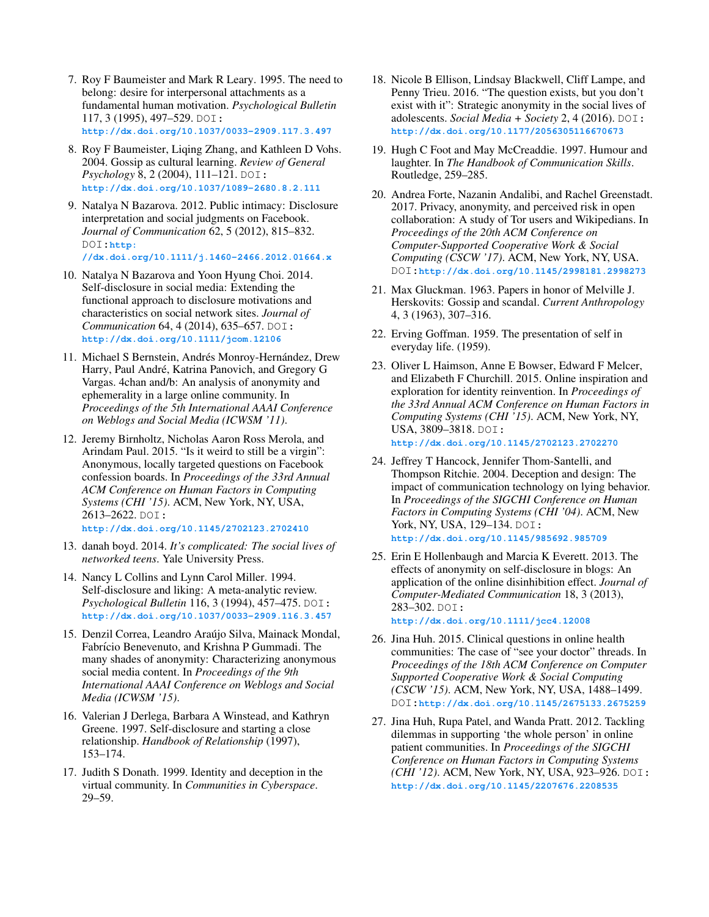7. Roy F Baumeister and Mark R Leary. 1995. The need to belong: desire for interpersonal attachments as a fundamental human motivation. *Psychological Bulletin* 117, 3 (1995), 497–529. DOI: http://dx.doi.org/10.1037/0033-2909.117.3.497

8. Roy F Baumeister, Liqing Zhang, and Kathleen D Vohs. 2004. Gossip as cultural learning. *Review of General Psychology* 8, 2 (2004), 111–121. DOI: http://dx.doi.org/10.1037/1089-2680.8.2.111

9. Natalya N Bazarova. 2012. Public intimacy: Disclosure interpretation and social judgments on Facebook. *Journal of Communication* 62, 5 (2012), 815–832. DOI: http://dx.doi.org/10.1111/j.1460-2466.2012.01664.x

10. Natalya N Bazarova and Yoon Hyung Choi. 2014. Self-disclosure in social media: Extending the functional approach to disclosure motivations and characteristics on social network sites. *Journal of Communication* 64, 4 (2014), 635–657. DOI: http://dx.doi.org/10.1111/jcom.12106

11. Michael S Bernstein, Andrés Monroy-Hernández, Drew Harry, Paul André, Katrina Panovich, and Gregory G Vargas. 4chan and /b/: An analysis of anonymity and ephemerality in a large online community. In *Proceedings of the 5th International AAAI Conference on Weblogs and Social Media (ICWSM '11)*.

12. Jeremy Birnholtz, Nicholas Aaron Ross Merola, and Arindam Paul. 2015. "Is it weird to still be a virgin": Anonymous, locally targeted questions on Facebook confession boards. In *Proceedings of the 33rd Annual ACM Conference on Human Factors in Computing Systems (CHI '15)*. ACM, New York, NY, USA, 2613–2622. DOI: http://dx.doi.org/10.1145/2702123.2702410

13. danah boyd. 2014. *It's complicated: The social lives of networked teens*. Yale University Press.

14. Nancy L Collins and Lynn Carol Miller. 1994. Self-disclosure and liking: A meta-analytic review. *Psychological Bulletin* 116, 3 (1994), 457–475. DOI: http://dx.doi.org/10.1037/0033-2909.116.3.457

15. Denzil Correa, Leandro Araújo Silva, Mainack Mondal, Fabrício Benevenuto, and Krishna P Gummadi. The many shades of anonymity: Characterizing anonymous social media content. In *Proceedings of the 9th International AAAI Conference on Weblogs and Social Media (ICWSM '15)*.

16. Valerian J Derlega, Barbara A Winstead, and Kathryn Greene. 1997. Self-disclosure and starting a close relationship. *Handbook of Relationship* (1997), 153–174.

17. Judith S Donath. 1999. Identity and deception in the virtual community. In *Communities in Cyberspace*. 29–59.

18. Nicole B Ellison, Lindsay Blackwell, Cliff Lampe, and Penny Trieu. 2016. "The question exists, but you don't exist with it": Strategic anonymity in the social lives of adolescents. *Social Media + Society* 2, 4 (2016). DOI: http://dx.doi.org/10.1177/2056305116670673

19. Hugh C Foot and May McCreaddie. 1997. Humour and laughter. In *The Handbook of Communication Skills*. Routledge, 259–285.

20. Andrea Forte, Nazanin Andalibi, and Rachel Greenstadt. 2017. Privacy, anonymity, and perceived risk in open collaboration: A study of Tor users and Wikipedians. In *Proceedings of the 20th ACM Conference on Computer-Supported Cooperative Work & Social Computing (CSCW '17)*. ACM, New York, NY, USA. DOI: http://dx.doi.org/10.1145/2998181.2998273

21. Max Gluckman. 1963. Papers in honor of Melville J. Herskovits: Gossip and scandal. *Current Anthropology* 4, 3 (1963), 307–316.

22. Erving Goffman. 1959. The presentation of self in everyday life. (1959).

23. Oliver L Haimson, Anne E Bowser, Edward F Melcer, and Elizabeth F Churchill. 2015. Online inspiration and exploration for identity reinvention. In *Proceedings of the 33rd Annual ACM Conference on Human Factors in Computing Systems (CHI '15)*. ACM, New York, NY, USA, 3809–3818. DOI: http://dx.doi.org/10.1145/2702123.2702270

24. Jeffrey T Hancock, Jennifer Thom-Santelli, and Thompson Ritchie. 2004. Deception and design: The impact of communication technology on lying behavior. In *Proceedings of the SIGCHI Conference on Human Factors in Computing Systems (CHI '04)*. ACM, New York, NY, USA, 129–134. DOI: http://dx.doi.org/10.1145/985692.985709

25. Erin E Hollenbaugh and Marcia K Everett. 2013. The effects of anonymity on self-disclosure in blogs: An application of the online disinhibition effect. *Journal of Computer-Mediated Communication* 18, 3 (2013), 283–302. DOI: http://dx.doi.org/10.1111/jcc4.12008

26. Jina Huh. 2015. Clinical questions in online health communities: The case of "see your doctor" threads. In *Proceedings of the 18th ACM Conference on Computer Supported Cooperative Work & Social Computing (CSCW '15)*. ACM, New York, NY, USA, 1488–1499. DOI: http://dx.doi.org/10.1145/2675133.2675259

27. Jina Huh, Rupa Patel, and Wanda Pratt. 2012. Tackling dilemmas in supporting 'the whole person' in online patient communities. In *Proceedings of the SIGCHI Conference on Human Factors in Computing Systems (CHI '12)*. ACM, New York, NY, USA, 923–926. DOI: http://dx.doi.org/10.1145/2207676.2208535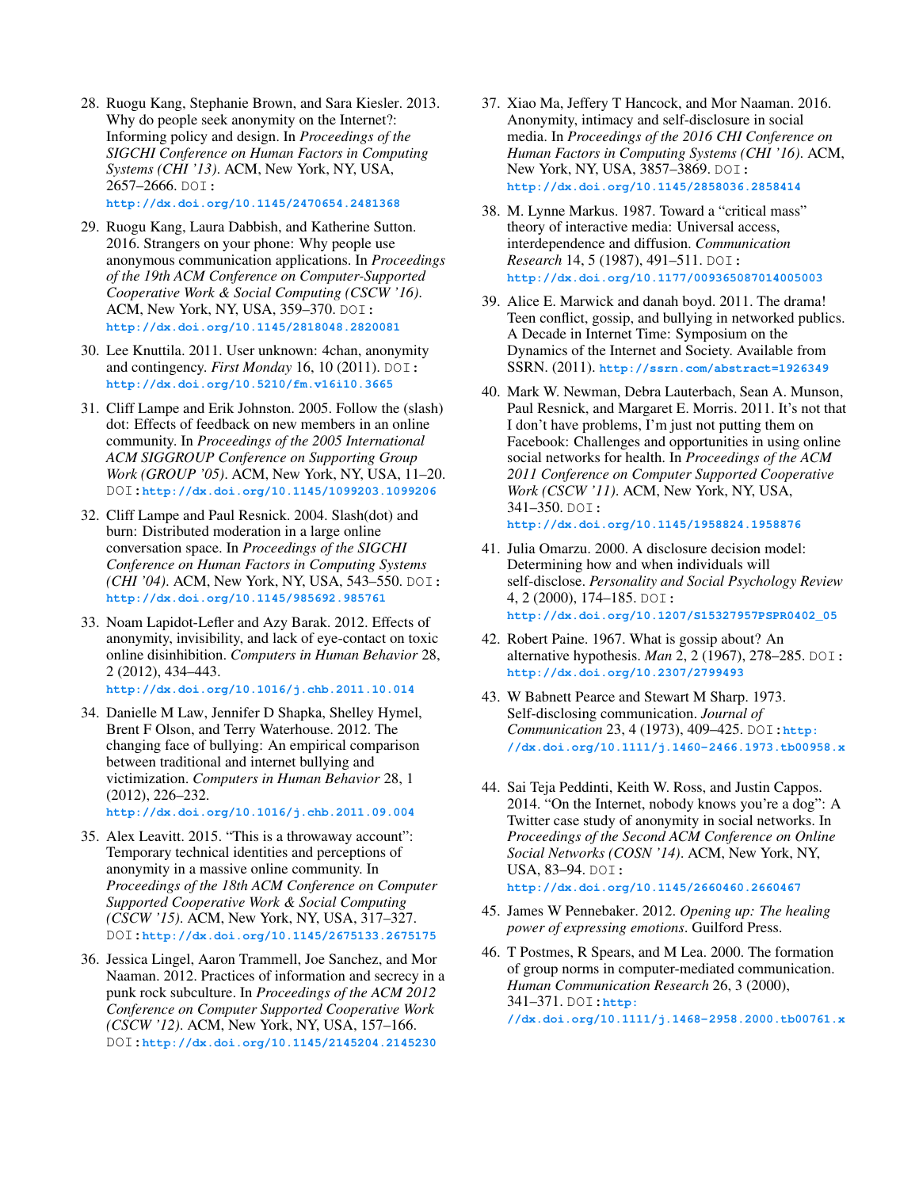28. Ruogu Kang, Stephanie Brown, and Sara Kiesler. 2013. Why do people seek anonymity on the Internet?: Informing policy and design. In *Proceedings of the SIGCHI Conference on Human Factors in Computing Systems (CHI '13)*. ACM, New York, NY, USA, 2657–2666. DOI: http://dx.doi.org/10.1145/2470654.2481368

29. Ruogu Kang, Laura Dabbish, and Katherine Sutton. 2016. Strangers on your phone: Why people use anonymous communication applications. In *Proceedings of the 19th ACM Conference on Computer-Supported Cooperative Work & Social Computing (CSCW '16)*. ACM, New York, NY, USA, 359–370. DOI: http://dx.doi.org/10.1145/2818048.2820081

30. Lee Knuttila. 2011. User unknown: 4chan, anonymity and contingency. *First Monday* 16, 10 (2011). DOI: http://dx.doi.org/10.5210/fm.v16i10.3665

31. Cliff Lampe and Erik Johnston. 2005. Follow the (slash) dot: Effects of feedback on new members in an online community. In *Proceedings of the 2005 International ACM SIGGROUP Conference on Supporting Group Work (GROUP '05)*. ACM, New York, NY, USA, 11–20. DOI: http://dx.doi.org/10.1145/1099203.1099206

32. Cliff Lampe and Paul Resnick. 2004. Slash(dot) and burn: Distributed moderation in a large online conversation space. In *Proceedings of the SIGCHI Conference on Human Factors in Computing Systems (CHI '04)*. ACM, New York, NY, USA, 543–550. DOI: http://dx.doi.org/10.1145/985692.985761

33. Noam Lapidot-Lefler and Azy Barak. 2012. Effects of anonymity, invisibility, and lack of eye-contact on toxic online disinhibition. *Computers in Human Behavior* 28, 2 (2012), 434–443. http://dx.doi.org/10.1016/j.chb.2011.10.014

34. Danielle M Law, Jennifer D Shapka, Shelley Hymel, Brent F Olson, and Terry Waterhouse. 2012. The changing face of bullying: An empirical comparison between traditional and internet bullying and victimization. *Computers in Human Behavior* 28, 1 (2012), 226–232. http://dx.doi.org/10.1016/j.chb.2011.09.004

35. Alex Leavitt. 2015. "This is a throwaway account": Temporary technical identities and perceptions of anonymity in a massive online community. In *Proceedings of the 18th ACM Conference on Computer Supported Cooperative Work & Social Computing (CSCW '15)*. ACM, New York, NY, USA, 317–327. DOI: http://dx.doi.org/10.1145/2675133.2675175

36. Jessica Lingel, Aaron Trammell, Joe Sanchez, and Mor Naaman. 2012. Practices of information and secrecy in a punk rock subculture. In *Proceedings of the ACM 2012 Conference on Computer Supported Cooperative Work (CSCW '12)*. ACM, New York, NY, USA, 157–166. DOI: http://dx.doi.org/10.1145/2145204.2145230

37. Xiao Ma, Jeffery T Hancock, and Mor Naaman. 2016. Anonymity, intimacy and self-disclosure in social media. In *Proceedings of the 2016 CHI Conference on Human Factors in Computing Systems (CHI '16)*. ACM, New York, NY, USA, 3857–3869. DOI: http://dx.doi.org/10.1145/2858036.2858414

38. M. Lynne Markus. 1987. Toward a "critical mass" theory of interactive media: Universal access, interdependence and diffusion. *Communication Research* 14, 5 (1987), 491–511. DOI: http://dx.doi.org/10.1177/009365087014005003

39. Alice E. Marwick and danah boyd. 2011. The drama! Teen conflict, gossip, and bullying in networked publics. A Decade in Internet Time: Symposium on the Dynamics of the Internet and Society. Available from SSRN. (2011). http://ssrn.com/abstract=1926349

40. Mark W. Newman, Debra Lauterbach, Sean A. Munson, Paul Resnick, and Margaret E. Morris. 2011. It's not that I don't have problems, I'm just not putting them on Facebook: Challenges and opportunities in using online social networks for health. In *Proceedings of the ACM 2011 Conference on Computer Supported Cooperative Work (CSCW '11)*. ACM, New York, NY, USA, 341–350. DOI: http://dx.doi.org/10.1145/1958824.1958876

41. Julia Omarzu. 2000. A disclosure decision model: Determining how and when individuals will self-disclose. *Personality and Social Psychology Review* 4, 2 (2000), 174–185. DOI: http://dx.doi.org/10.1207/S15327957PSPR0402_05

42. Robert Paine. 1967. What is gossip about? An alternative hypothesis. *Man* 2, 2 (1967), 278–285. DOI: http://dx.doi.org/10.2307/2799493

43. W Babnett Pearce and Stewart M Sharp. 1973. Self-disclosing communication. *Journal of Communication* 23, 4 (1973), 409–425. DOI: http://dx.doi.org/10.1111/j.1460-2466.1973.tb00958.x

44. Sai Teja Peddinti, Keith W. Ross, and Justin Cappos. 2014. "On the Internet, nobody knows you're a dog": A Twitter case study of anonymity in social networks. In *Proceedings of the Second ACM Conference on Online Social Networks (COSN '14)*. ACM, New York, NY, USA, 83–94. DOI: http://dx.doi.org/10.1145/2660460.2660467

45. James W Pennebaker. 2012. *Opening up: The healing power of expressing emotions*. Guilford Press.

46. T Postmes, R Spears, and M Lea. 2000. The formation of group norms in computer-mediated communication. *Human Communication Research* 26, 3 (2000), 341–371. DOI: http://dx.doi.org/10.1111/j.1468-2958.2000.tb00761.x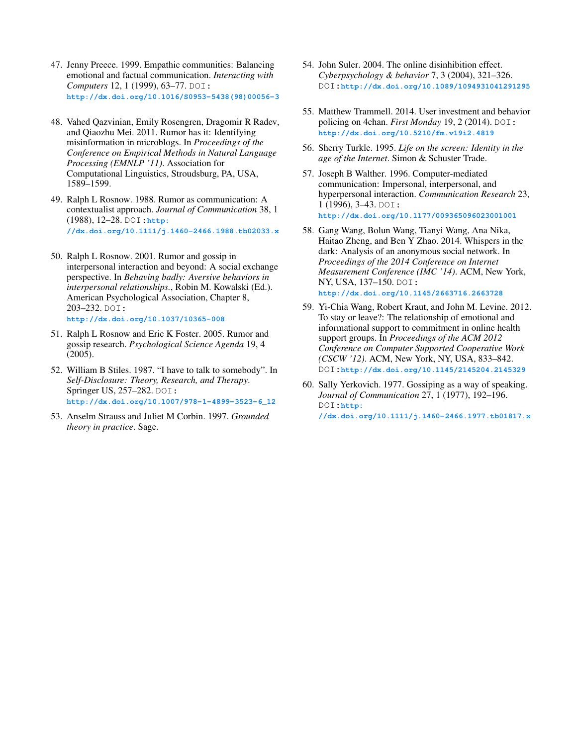47. Jenny Preece. 1999. Empathic communities: Balancing emotional and factual communication. *Interacting with Computers* 12, 1 (1999), 63–77. DOI: http://dx.doi.org/10.1016/S0953-5438(98)00056-3

48. Vahed Qazvinian, Emily Rosengren, Dragomir R Radev, and Qiaozhu Mei. 2011. Rumor has it: Identifying misinformation in microblogs. In *Proceedings of the Conference on Empirical Methods in Natural Language Processing (EMNLP '11)*. Association for Computational Linguistics, Stroudsburg, PA, USA, 1589–1599.

49. Ralph L Rosnow. 1988. Rumor as communication: A contextualist approach. *Journal of Communication* 38, 1 (1988), 12–28. DOI: http://dx.doi.org/10.1111/j.1460-2466.1988.tb02033.x

50. Ralph L Rosnow. 2001. Rumor and gossip in interpersonal interaction and beyond: A social exchange perspective. In *Behaving badly: Aversive behaviors in interpersonal relationships.*, Robin M. Kowalski (Ed.). American Psychological Association, Chapter 8, 203–232. DOI: http://dx.doi.org/10.1037/10365-008

51. Ralph L Rosnow and Eric K Foster. 2005. Rumor and gossip research. *Psychological Science Agenda* 19, 4 (2005).

52. William B Stiles. 1987. "I have to talk to somebody". In *Self-Disclosure: Theory, Research, and Therapy*. Springer US, 257–282. DOI: http://dx.doi.org/10.1007/978-1-4899-3523-6_12

53. Anselm Strauss and Juliet M Corbin. 1997. *Grounded theory in practice*. Sage.

54. John Suler. 2004. The online disinhibition effect. *Cyberpsychology & behavior* 7, 3 (2004), 321–326. DOI: http://dx.doi.org/10.1089/1094931041291295

55. Matthew Trammell. 2014. User investment and behavior policing on 4chan. *First Monday* 19, 2 (2014). DOI: http://dx.doi.org/10.5210/fm.v19i2.4819

56. Sherry Turkle. 1995. *Life on the screen: Identity in the age of the Internet*. Simon & Schuster Trade.

57. Joseph B Walther. 1996. Computer-mediated communication: Impersonal, interpersonal, and hyperpersonal interaction. *Communication Research* 23, 1 (1996), 3–43. DOI: http://dx.doi.org/10.1177/009365096023001001

58. Gang Wang, Bolun Wang, Tianyi Wang, Ana Nika, Haitao Zheng, and Ben Y Zhao. 2014. Whispers in the dark: Analysis of an anonymous social network. In *Proceedings of the 2014 Conference on Internet Measurement Conference (IMC '14)*. ACM, New York, NY, USA, 137–150. DOI: http://dx.doi.org/10.1145/2663716.2663728

59. Yi-Chia Wang, Robert Kraut, and John M. Levine. 2012. To stay or leave?: The relationship of emotional and informational support to commitment in online health support groups. In *Proceedings of the ACM 2012 Conference on Computer Supported Cooperative Work (CSCW '12)*. ACM, New York, NY, USA, 833–842. DOI: http://dx.doi.org/10.1145/2145204.2145329

60. Sally Yerkovich. 1977. Gossiping as a way of speaking. *Journal of Communication* 27, 1 (1977), 192–196. DOI: http://dx.doi.org/10.1111/j.1460-2466.1977.tb01817.x